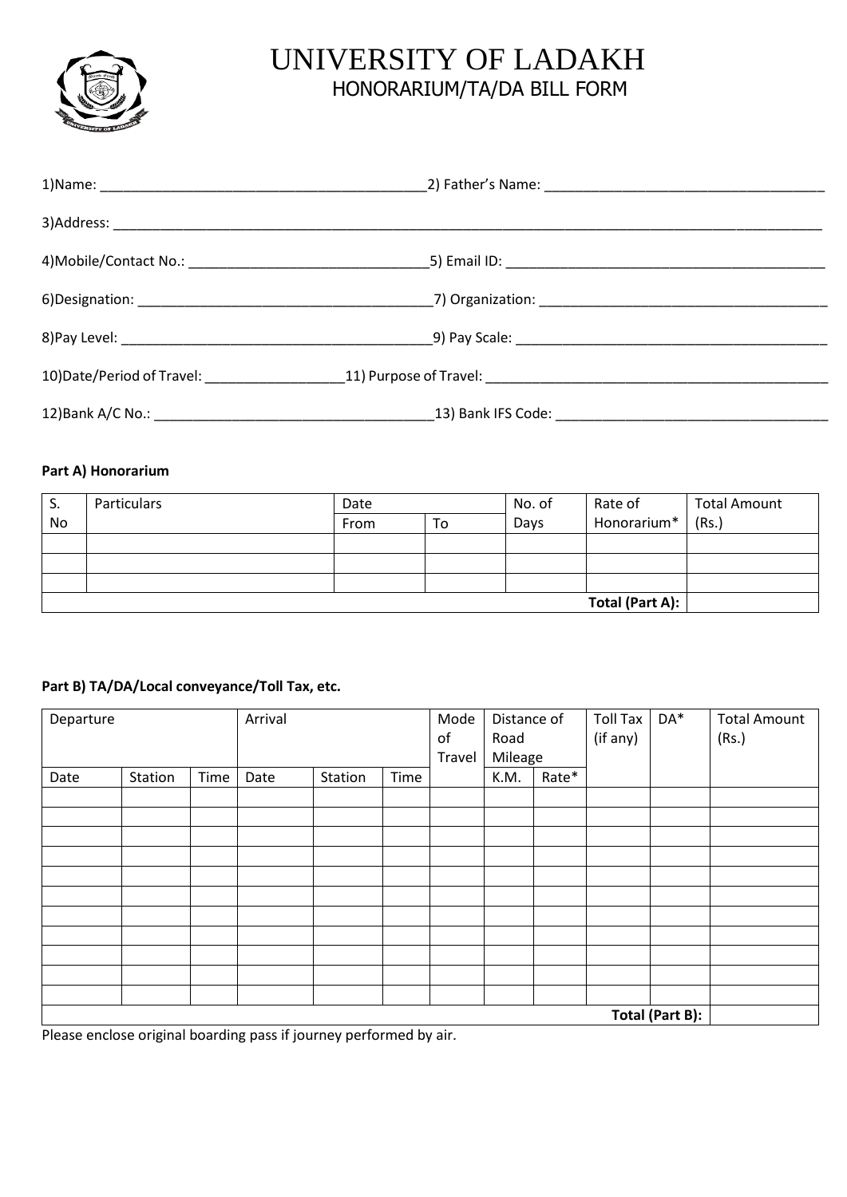# UNIVERSITY OF LADAKH

## HONORARIUM/TA/DA BILL FORM

1)Name: ________________________________________2) Father's Name: ____________________________________

3)Address: ________________________________________________________________________________________

4)Mobile/Contact No.: ______________________________5) Email ID: ________________________________________

6)Designation: ____________________________________7) Organization: ____________________________________

8)Pay Level: ______________________________________9) Pay Scale: ______________________________________

10)Date/Period of Travel: _________________11) Purpose of Travel: _____________________________________________

12)Bank A/C No.: ___________________________________13) Bank IFS Code: ___________________________________

**Part A) Honorarium**

| S. No | Particulars | Date | | No. of Days | Rate of Honorarium* | Total Amount (Rs.) |
|---|---|---|---|---|---|---|
| | | From | To | | | |
| | | | | | | |
| | | | | | | |
| | | | | | | |
| | | | | | **Total (Part A):** | |

**Part B) TA/DA/Local conveyance/Toll Tax, etc.**

| Departure | | | Arrival | | | Mode of Travel | Distance of Road Mileage | | Toll Tax (if any) | DA* | Total Amount (Rs.) |
|---|---|---|---|---|---|---|---|---|---|---|---|
| Date | Station | Time | Date | Station | Time | | K.M. | Rate* | | | |
| | | | | | | | | | | | |
| | | | | | | | | | | | |
| | | | | | | | | | | | |
| | | | | | | | | | | | |
| | | | | | | | | | | | |
| | | | | | | | | | | | |
| | | | | | | | | | | | |
| | | | | | | | | | | | |
| | | | | | | | | | | | |
| | | | | | | | | | | | |
| | | | | | | | | | | | |
| | | | | | | | | | | **Total (Part B):** | |

Please enclose original boarding pass if journey performed by air.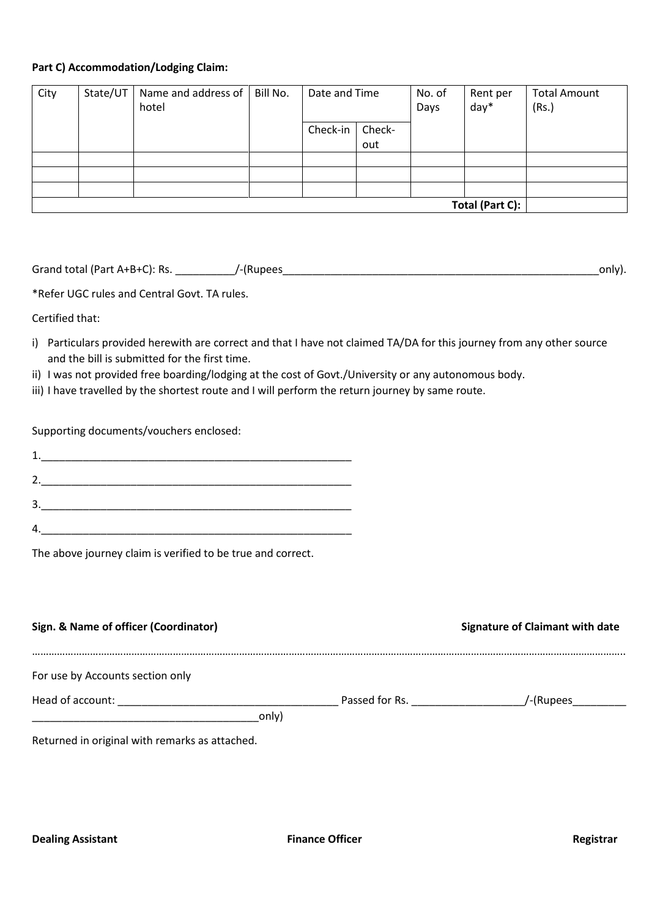**Part C) Accommodation/Lodging Claim:**

| City | State/UT | Name and address of hotel | Bill No. | Date and Time | | No. of Days | Rent per day* | Total Amount (Rs.) |
|---|---|---|---|---|---|---|---|---|
| | | | | Check-in | Check-out | | | |
| | | | | | | | | |
| | | | | | | | | |
| | | | | | | | | |
| | | | | | | | **Total (Part C):** | |

Grand total (Part A+B+C): Rs. __________/-(Rupees_______________________________________________________only).

*Refer UGC rules and Central Govt. TA rules.

Certified that:

i) Particulars provided herewith are correct and that I have not claimed TA/DA for this journey from any other source and the bill is submitted for the first time.
ii) I was not provided free boarding/lodging at the cost of Govt./University or any autonomous body.
iii) I have travelled by the shortest route and I will perform the return journey by same route.

Supporting documents/vouchers enclosed:

1.________________________________________________________

2.________________________________________________________

3.________________________________________________________

4.________________________________________________________

The above journey claim is verified to be true and correct.

**Sign. & Name of officer (Coordinator)** **Signature of Claimant with date**

………………………………………………………………………………………………………………………………………………………………………

For use by Accounts section only

Head of account: ______________________________________ Passed for Rs. ___________________/-(Rupees_________ _______________________________________only)

Returned in original with remarks as attached.

**Dealing Assistant** **Finance Officer** **Registrar**